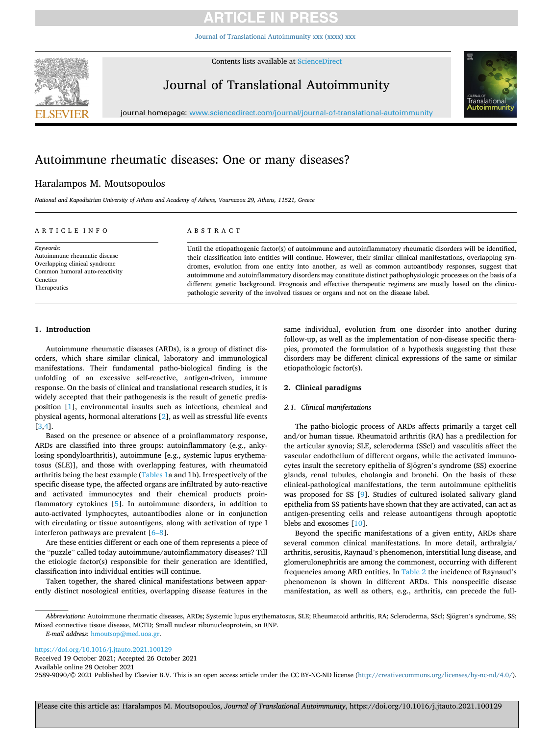# Autoimmune rheumatic diseases: One or many diseases?

Haralampos M. Moutsopoulos

*National and Kapodistrian University of Athens and Academy of Athens, Vournazou 29, Athens, 11521, Greece*

ARTICLE INFO

*Keywords:*
Autoimmune rheumatic disease
Overlapping clinical syndrome
Common humoral auto-reactivity
Genetics
Therapeutics

ABSTRACT

Until the etiopathogenic factor(s) of autoimmune and autoinflammatory rheumatic disorders will be identified, their classification into entities will continue. However, their similar clinical manifestations, overlapping syndromes, evolution from one entity into another, as well as common autoantibody responses, suggest that autoimmune and autoinflammatory disorders may constitute distinct pathophysiologic processes on the basis of a different genetic background. Prognosis and effective therapeutic regimens are mostly based on the clinicopathologic severity of the involved tissues or organs and not on the disease label.

## 1. Introduction

Autoimmune rheumatic diseases (ARDs), is a group of distinct disorders, which share similar clinical, laboratory and immunological manifestations. Their fundamental patho-biological finding is the unfolding of an excessive self-reactive, antigen-driven, immune response. On the basis of clinical and translational research studies, it is widely accepted that their pathogenesis is the result of genetic predisposition [1], environmental insults such as infections, chemical and physical agents, hormonal alterations [2], as well as stressful life events [3,4].

Based on the presence or absence of a proinflammatory response, ARDs are classified into three groups: autoinflammatory (e.g., ankylosing spondyloarthritis), autoimmune [e.g., systemic lupus erythematosus (SLE)], and those with overlapping features, with rheumatoid arthritis being the best example (Tables 1a and 1b). Irrespectively of the specific disease type, the affected organs are infiltrated by auto-reactive and activated immunocytes and their chemical products proinflammatory cytokines [5]. In autoimmune disorders, in addition to auto-activated lymphocytes, autoantibodies alone or in conjunction with circulating or tissue autoantigens, along with activation of type I interferon pathways are prevalent [6–8].

Are these entities different or each one of them represents a piece of the "puzzle" called today autoimmune/autoinflammatory diseases? Till the etiologic factor(s) responsible for their generation are identified, classification into individual entities will continue.

Taken together, the shared clinical manifestations between apparently distinct nosological entities, overlapping disease features in the same individual, evolution from one disorder into another during follow-up, as well as the implementation of non-disease specific therapies, promoted the formulation of a hypothesis suggesting that these disorders may be different clinical expressions of the same or similar etiopathologic factor(s).

## 2. Clinical paradigms

### 2.1. Clinical manifestations

The patho-biologic process of ARDs affects primarily a target cell and/or human tissue. Rheumatoid arthritis (RA) has a predilection for the articular synovia; SLE, scleroderma (SScl) and vasculitis affect the vascular endothelium of different organs, while the activated immunocytes insult the secretory epithelia of Sjögren's syndrome (SS) exocrine glands, renal tubules, cholangia and bronchi. On the basis of these clinical-pathological manifestations, the term autoimmune epithelitis was proposed for SS [9]. Studies of cultured isolated salivary gland epithelia from SS patients have shown that they are activated, can act as antigen-presenting cells and release autoantigens through apoptotic blebs and exosomes [10].

Beyond the specific manifestations of a given entity, ARDs share several common clinical manifestations. In more detail, arthralgia/arthritis, serositis, Raynaud's phenomenon, interstitial lung disease, and glomerulonephritis are among the commonest, occurring with different frequencies among ARD entities. In Table 2 the incidence of Raynaud's phenomenon is shown in different ARDs. This nonspecific disease manifestation, as well as others, e.g., arthritis, can precede the full-

*Abbreviations:* Autoimmune rheumatic diseases, ARDs; Systemic lupus erythematosus, SLE; Rheumatoid arthritis, RA; Scleroderma, SScl; Sjögren's syndrome, SS; Mixed connective tissue disease, MCTD; Small nuclear ribonucleoprotein, sn RNP.

*E-mail address:* hmoutsop@med.uoa.gr.

https://doi.org/10.1016/j.jtauto.2021.100129
Received 19 October 2021; Accepted 26 October 2021
Available online 28 October 2021
2589-9090/© 2021 Published by Elsevier B.V. This is an open access article under the CC BY-NC-ND license (http://creativecommons.org/licenses/by-nc-nd/4.0/).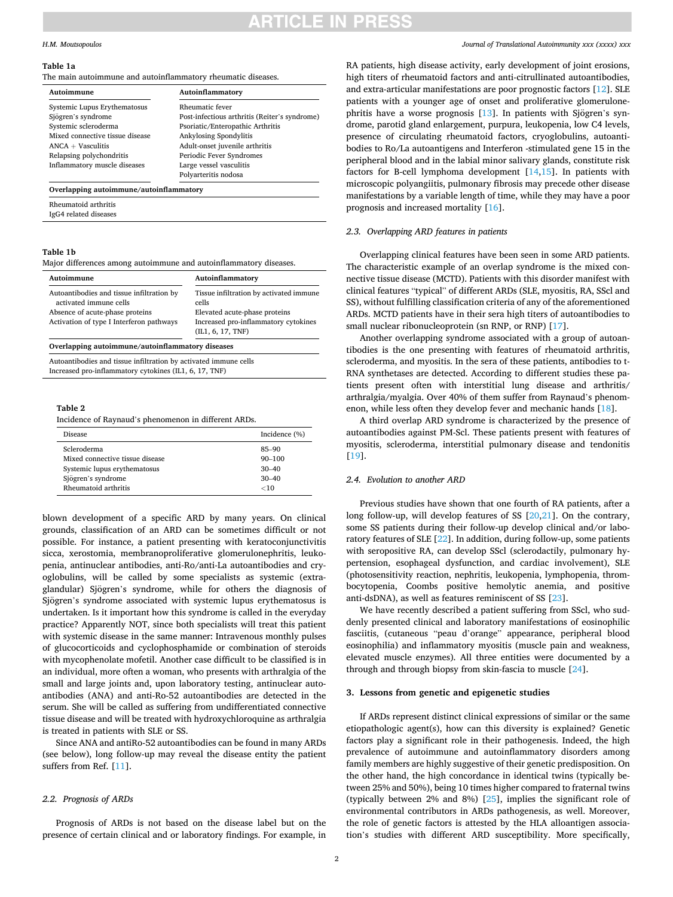**Table 1a**
The main autoimmune and autoinflammatory rheumatic diseases.

| Autoimmune | Autoinflammatory |
|---|---|
| Systemic Lupus Erythematosus | Rheumatic fever |
| Sjögren's syndrome | Post-infectious arthritis (Reiter's syndrome) |
| Systemic scleroderma | Psoriatic/Enteropathic Arthritis |
| Mixed connective tissue disease | Ankylosing Spondylitis |
| ANCA + Vasculitis | Adult-onset juvenile arthritis |
| Relapsing polychondritis | Periodic Fever Syndromes |
| Inflammatory muscle diseases | Large vessel vasculitis |
| | Polyarteritis nodosa |
| **Overlapping autoimmune/autoinflammatory** | |
| Rheumatoid arthritis | |
| IgG4 related diseases | |

**Table 1b**
Major differences among autoimmune and autoinflammatory diseases.

| Autoimmune | Autoinflammatory |
|---|---|
| Autoantibodies and tissue infiltration by activated immune cells | Tissue infiltration by activated immune cells |
| Absence of acute-phase proteins | Elevated acute-phase proteins |
| Activation of type I Interferon pathways | Increased pro-inflammatory cytokines (IL1, 6, 17, TNF) |
| **Overlapping autoimmune/autoinflammatory diseases** | |
| Autoantibodies and tissue infiltration by activated immune cells | |
| Increased pro-inflammatory cytokines (IL1, 6, 17, TNF) | |

**Table 2**
Incidence of Raynaud's phenomenon in different ARDs.

| Disease | Incidence (%) |
|---|---|
| Scleroderma | 85–90 |
| Mixed connective tissue disease | 90–100 |
| Systemic lupus erythematosus | 30–40 |
| Sjögren's syndrome | 30–40 |
| Rheumatoid arthritis | <10 |

blown development of a specific ARD by many years. On clinical grounds, classification of an ARD can be sometimes difficult or not possible. For instance, a patient presenting with keratoconjunctivitis sicca, xerostomia, membranoproliferative glomerulonephritis, leukopenia, antinuclear antibodies, anti-Ro/anti-La autoantibodies and cryoglobulins, will be called by some specialists as systemic (extraglandular) Sjögren's syndrome, while for others the diagnosis of Sjögren's syndrome associated with systemic lupus erythematosus is undertaken. Is it important how this syndrome is called in the everyday practice? Apparently NOT, since both specialists will treat this patient with systemic disease in the same manner: Intravenous monthly pulses of glucocorticoids and cyclophosphamide or combination of steroids with mycophenolate mofetil. Another case difficult to be classified is in an individual, more often a woman, who presents with arthralgia of the small and large joints and, upon laboratory testing, antinuclear autoantibodies (ANA) and anti-Ro-52 autoantibodies are detected in the serum. She will be called as suffering from undifferentiated connective tissue disease and will be treated with hydroxychloroquine as arthralgia is treated in patients with SLE or SS.

Since ANA and antiRo-52 autoantibodies can be found in many ARDs (see below), long follow-up may reveal the disease entity the patient suffers from Ref. [11].

### 2.2. Prognosis of ARDs

Prognosis of ARDs is not based on the disease label but on the presence of certain clinical and or laboratory findings. For example, in RA patients, high disease activity, early development of joint erosions, high titers of rheumatoid factors and anti-citrullinated autoantibodies, and extra-articular manifestations are poor prognostic factors [12]. SLE patients with a younger age of onset and proliferative glomerulonephritis have a worse prognosis [13]. In patients with Sjögren's syndrome, parotid gland enlargement, purpura, leukopenia, low C4 levels, presence of circulating rheumatoid factors, cryoglobulins, autoantibodies to Ro/La autoantigens and Interferon -stimulated gene 15 in the peripheral blood and in the labial minor salivary glands, constitute risk factors for B-cell lymphoma development [14,15]. In patients with microscopic polyangiitis, pulmonary fibrosis may precede other disease manifestations by a variable length of time, while they may have a poor prognosis and increased mortality [16].

### 2.3. Overlapping ARD features in patients

Overlapping clinical features have been seen in some ARD patients. The characteristic example of an overlap syndrome is the mixed connective tissue disease (MCTD). Patients with this disorder manifest with clinical features "typical" of different ARDs (SLE, myositis, RA, SScl and SS), without fulfilling classification criteria of any of the aforementioned ARDs. MCTD patients have in their sera high titers of autoantibodies to small nuclear ribonucleoprotein (sn RNP, or RNP) [17].

Another overlapping syndrome associated with a group of autoantibodies is the one presenting with features of rheumatoid arthritis, scleroderma, and myositis. In the sera of these patients, antibodies to t-RNA synthetases are detected. According to different studies these patients present often with interstitial lung disease and arthritis/arthralgia/myalgia. Over 40% of them suffer from Raynaud's phenomenon, while less often they develop fever and mechanic hands [18].

A third overlap ARD syndrome is characterized by the presence of autoantibodies against PM-Scl. These patients present with features of myositis, scleroderma, interstitial pulmonary disease and tendonitis [19].

### 2.4. Evolution to another ARD

Previous studies have shown that one fourth of RA patients, after a long follow-up, will develop features of SS [20,21]. On the contrary, some SS patients during their follow-up develop clinical and/or laboratory features of SLE [22]. In addition, during follow-up, some patients with seropositive RA, can develop SScl (sclerodactily, pulmonary hypertension, esophageal dysfunction, and cardiac involvement), SLE (photosensitivity reaction, nephritis, leukopenia, lymphopenia, thrombocytopenia, Coombs positive hemolytic anemia, and positive anti-dsDNA), as well as features reminiscent of SS [23].

We have recently described a patient suffering from SScl, who suddenly presented clinical and laboratory manifestations of eosinophilic fasciitis, (cutaneous "peau d'orange" appearance, peripheral blood eosinophilia) and inflammatory myositis (muscle pain and weakness, elevated muscle enzymes). All three entities were documented by a through and through biopsy from skin-fascia to muscle [24].

## 3. Lessons from genetic and epigenetic studies

If ARDs represent distinct clinical expressions of similar or the same etiopathologic agent(s), how can this diversity is explained? Genetic factors play a significant role in their pathogenesis. Indeed, the high prevalence of autoimmune and autoinflammatory disorders among family members are highly suggestive of their genetic predisposition. On the other hand, the high concordance in identical twins (typically between 25% and 50%), being 10 times higher compared to fraternal twins (typically between 2% and 8%) [25], implies the significant role of environmental contributors in ARDs pathogenesis, as well. Moreover, the role of genetic factors is attested by the HLA alloantigen association's studies with different ARD susceptibility. More specifically,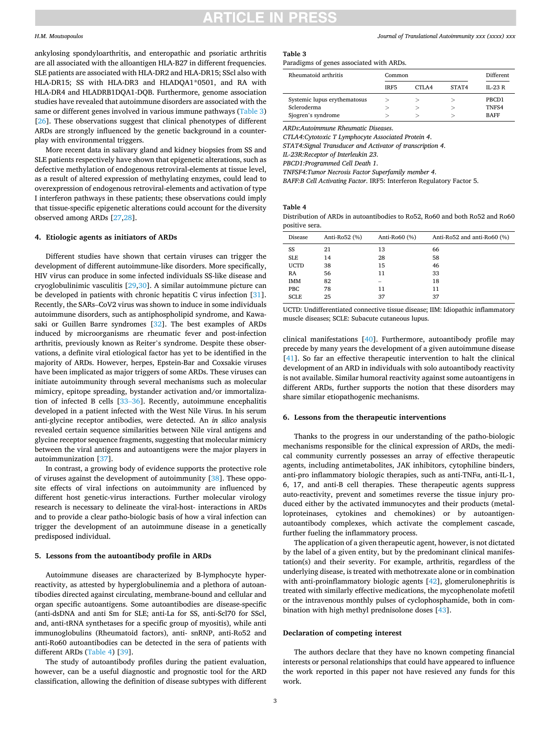ankylosing spondyloarthritis, and enteropathic and psoriatic arthritis are all associated with the alloantigen HLA-B27 in different frequencies. SLE patients are associated with HLA-DR2 and HLA-DR15; SScl also with HLA-DR15; SS with HLA-DR3 and HLADQA1*0501, and RA with HLA-DR4 and HLADRB1DQA1-DQB. Furthermore, genome association studies have revealed that autoimmune disorders are associated with the same or different genes involved in various immune pathways (Table 3) [26]. These observations suggest that clinical phenotypes of different ARDs are strongly influenced by the genetic background in a counter-play with environmental triggers.

More recent data in salivary gland and kidney biopsies from SS and SLE patients respectively have shown that epigenetic alterations, such as defective methylation of endogenous retroviral-elements at tissue level, as a result of altered expression of methylating enzymes, could lead to overexpression of endogenous retroviral-elements and activation of type I interferon pathways in these patients; these observations could imply that tissue-specific epigenetic alterations could account for the diversity observed among ARDs [27,28].

**Table 3**
Paradigms of genes associated with ARDs.

| Rheumatoid arthritis | Common | | | Different |
|---|---|---|---|---|
| | IRF5 | CTLA4 | STAT4 | IL-23 R |
| Systemic lupus erythematosus | > | > | > | PBCD1 |
| Scleroderma | > | > | > | TNFS4 |
| Sjogren's syndrome | > | > | > | BAFF |

*ARDs:Autoimmune Rheumatic Diseases.*
*CTLA4:Cytotoxic T Lymphocyte Associated Protein 4.*
*STAT4:Signal Transducer and Activator of transcription 4.*
*IL-23R:Receptor of Interleukin 23.*
*PBCD1:Programmed Cell Death 1.*
*TNFSF4:Tumor Necrosis Factor Superfamily member 4.*
*BAFF:B Cell Activating Factor.* IRF5: Interferon Regulatory Factor 5.

## 4. Etiologic agents as initiators of ARDs

Different studies have shown that certain viruses can trigger the development of different autoimmune-like disorders. More specifically, HIV virus can produce in some infected individuals SS-like disease and cryoglobulinimic vasculitis [29,30]. A similar autoimmune picture can be developed in patients with chronic hepatitis C virus infection [31]. Recently, the SARs–CoV2 virus was shown to induce in some individuals autoimmune disorders, such as antiphospholipid syndrome, and Kawasaki or Guillen Barre syndromes [32]. The best examples of ARDs induced by microorganisms are rheumatic fever and post-infection arthritis, previously known as Reiter's syndrome. Despite these observations, a definite viral etiological factor has yet to be identified in the majority of ARDs. However, herpes, Epstein-Bar and Coxsakie viruses have been implicated as major triggers of some ARDs. These viruses can initiate autoimmunity through several mechanisms such as molecular mimicry, epitope spreading, bystander activation and/or immortalization of infected B cells [33–36]. Recently, autoimmune encephalitis developed in a patient infected with the West Nile Virus. In his serum anti-glycine receptor antibodies, were detected. An *in silico* analysis revealed certain sequence similarities between Nile viral antigens and glycine receptor sequence fragments, suggesting that molecular mimicry between the viral antigens and autoantigens were the major players in autoimmunization [37].

In contrast, a growing body of evidence supports the protective role of viruses against the development of autoimmunity [38]. These opposite effects of viral infections on autoimmunity are influenced by different host genetic-virus interactions. Further molecular virology research is necessary to delineate the viral-host- interactions in ARDs and to provide a clear patho-biologic basis of how a viral infection can trigger the development of an autoimmune disease in a genetically predisposed individual.

## 5. Lessons from the autoantibody profile in ARDs

Autoimmune diseases are characterized by B-lymphocyte hyperreactivity, as attested by hyperglobulinemia and a plethora of autoantibodies directed against circulating, membrane-bound and cellular and organ specific autoantigens. Some autoantibodies are disease-specific (anti-dsDNA and anti Sm for SLE; anti-La for SS, anti-Scl70 for SScl, and, anti-tRNA synthetases for a specific group of myositis), while anti immunoglobulins (Rheumatoid factors), anti- snRNP, anti-Ro52 and anti-Ro60 autoantibodies can be detected in the sera of patients with different ARDs (Table 4) [39].

**Table 4**
Distribution of ARDs in autoantibodies to Ro52, Ro60 and both Ro52 and Ro60 positive sera.

| Disease | Anti-Ro52 (%) | Anti-Ro60 (%) | Anti-Ro52 and anti-Ro60 (%) |
|---|---|---|---|
| SS | 21 | 13 | 66 |
| SLE | 14 | 28 | 58 |
| UCTD | 38 | 15 | 46 |
| RA | 56 | 11 | 33 |
| IMM | 82 | – | 18 |
| PBC | 78 | 11 | 11 |
| SCLE | 25 | 37 | 37 |

UCTD: Undifferentiated connective tissue disease; IIM: Idiopathic inflammatory muscle diseases; SCLE: Subacute cutaneous lupus.

The study of autoantibody profiles during the patient evaluation, however, can be a useful diagnostic and prognostic tool for the ARD classification, allowing the definition of disease subtypes with different clinical manifestations [40]. Furthermore, autoantibody profile may precede by many years the development of a given autoimmune disease [41]. So far an effective therapeutic intervention to halt the clinical development of an ARD in individuals with solo autoantibody reactivity is not available. Similar humoral reactivity against some autoantigens in different ARDs, further supports the notion that these disorders may share similar etiopathogenic mechanisms.

## 6. Lessons from the therapeutic interventions

Thanks to the progress in our understanding of the patho-biologic mechanisms responsible for the clinical expression of ARDs, the medical community currently possesses an array of effective therapeutic agents, including antimetabolites, JAK inhibitors, cytophiline binders, anti-pro inflammatory biologic therapies, such as anti-TNFα, anti-IL-1, 6, 17, and anti-B cell therapies. These therapeutic agents suppress auto-reactivity, prevent and sometimes reverse the tissue injury produced either by the activated immunocytes and their products (metalloproteinases, cytokines and chemokines) or by autoantigen-autoantibody complexes, which activate the complement cascade, further fueling the inflammatory process.

The application of a given therapeutic agent, however, is not dictated by the label of a given entity, but by the predominant clinical manifestation(s) and their severity. For example, arthritis, regardless of the underlying disease, is treated with methotrexate alone or in combination with anti-proinflammatory biologic agents [42], glomerulonephritis is treated with similarly effective medications, the mycophenolate mofetil or the intravenous monthly pulses of cyclophosphamide, both in combination with high methyl prednisolone doses [43].

## Declaration of competing interest

The authors declare that they have no known competing financial interests or personal relationships that could have appeared to influence the work reported in this paper not have resieved any funds for this work.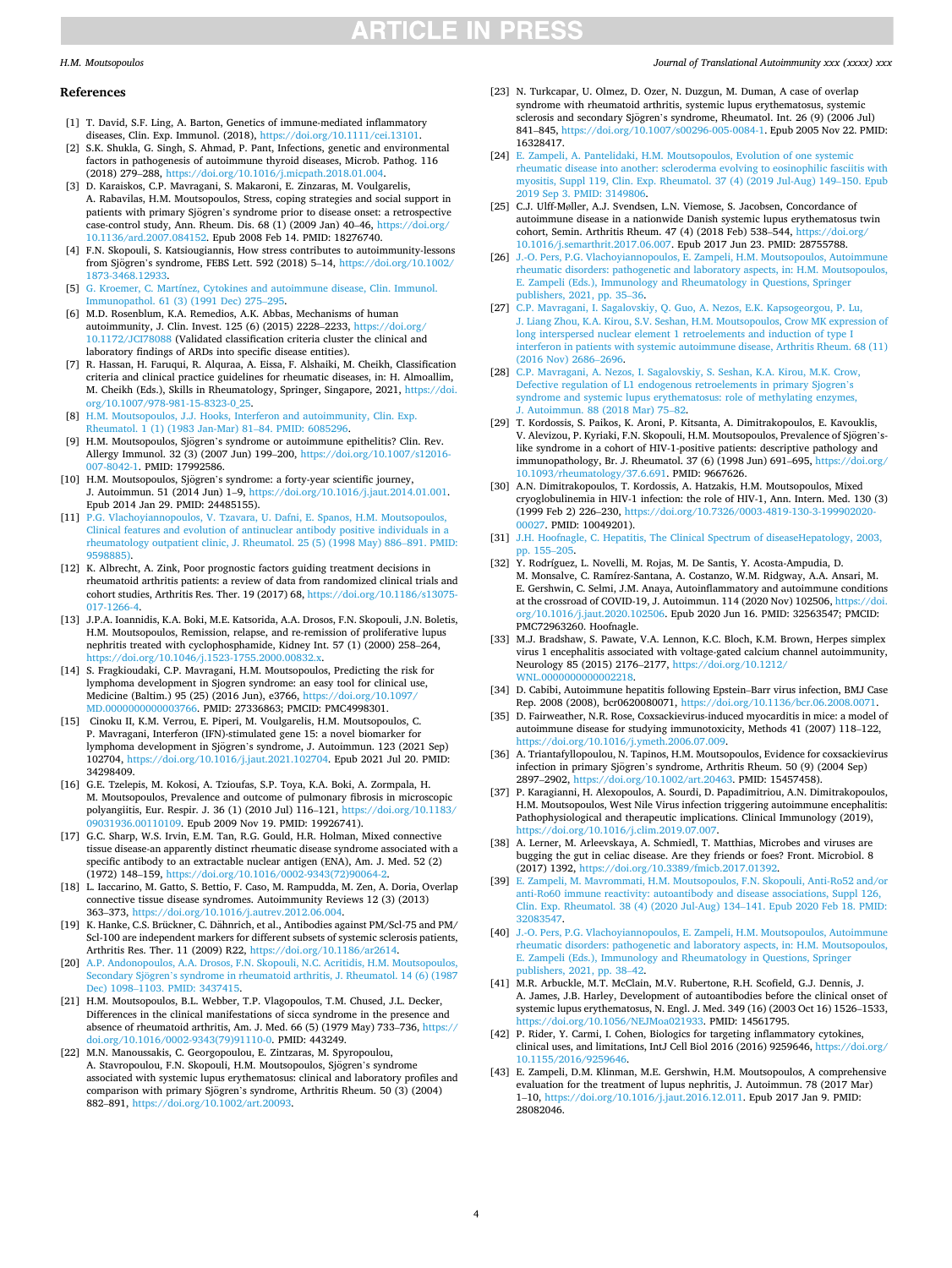## References

[1] T. David, S.F. Ling, A. Barton, Genetics of immune-mediated inflammatory diseases, Clin. Exp. Immunol. (2018), https://doi.org/10.1111/cei.13101.

[2] S.K. Shukla, G. Singh, S. Ahmad, P. Pant, Infections, genetic and environmental factors in pathogenesis of autoimmune thyroid diseases, Microb. Pathog. 116 (2018) 279–288, https://doi.org/10.1016/j.micpath.2018.01.004.

[3] D. Karaiskos, C.P. Mavragani, S. Makaroni, E. Zinzaras, M. Voulgarelis, A. Rabavilas, H.M. Moutsopoulos, Stress, coping strategies and social support in patients with primary Sjögren's syndrome prior to disease onset: a retrospective case-control study, Ann. Rheum. Dis. 68 (1) (2009 Jan) 40–46, https://doi.org/10.1136/ard.2007.084152. Epub 2008 Feb 14. PMID: 18276740.

[4] F.N. Skopouli, S. Katsiougiannis, How stress contributes to autoimmunity-lessons from Sjögren's syndrome, FEBS Lett. 592 (2018) 5–14, https://doi.org/10.1002/1873-3468.12933.

[5] G. Kroemer, C. Martínez, Cytokines and autoimmune disease, Clin. Immunol. Immunopathol. 61 (3) (1991 Dec) 275–295.

[6] M.D. Rosenblum, K.A. Remedios, A.K. Abbas, Mechanisms of human autoimmunity, J. Clin. Invest. 125 (6) (2015) 2228–2233, https://doi.org/10.1172/JCI78088 (Validated classification criteria cluster the clinical and laboratory findings of ARDs into specific disease entities).

[7] R. Hassan, H. Faruqui, R. Alquraa, A. Eissa, F. Alshaiki, M. Cheikh, Classification criteria and clinical practice guidelines for rheumatic diseases, in: H. Almoallim, M. Cheikh (Eds.), Skills in Rheumatology, Springer, Singapore, 2021, https://doi.org/10.1007/978-981-15-8323-0_25.

[8] H.M. Moutsopoulos, J.J. Hooks, Interferon and autoimmunity, Clin. Exp. Rheumatol. 1 (1) (1983 Jan-Mar) 81–84. PMID: 6085296.

[9] H.M. Moutsopoulos, Sjögren's syndrome or autoimmune epithelitis? Clin. Rev. Allergy Immunol. 32 (3) (2007 Jun) 199–200, https://doi.org/10.1007/s12016-007-8042-1. PMID: 17992586.

[10] H.M. Moutsopoulos, Sjögren's syndrome: a forty-year scientific journey, J. Autoimmun. 51 (2014 Jun) 1–9, https://doi.org/10.1016/j.jaut.2014.01.001. Epub 2014 Jan 29. PMID: 24485155).

[11] P.G. Vlachoyiannopoulos, V. Tzavara, U. Dafni, E. Spanos, H.M. Moutsopoulos, Clinical features and evolution of antinuclear antibody positive individuals in a rheumatology outpatient clinic, J. Rheumatol. 25 (5) (1998 May) 886–891. PMID: 9598885).

[12] K. Albrecht, A. Zink, Poor prognostic factors guiding treatment decisions in rheumatoid arthritis patients: a review of data from randomized clinical trials and cohort studies, Arthritis Res. Ther. 19 (2017) 68, https://doi.org/10.1186/s13075-017-1266-4.

[13] J.P.A. Ioannidis, K.A. Boki, M.E. Katsorida, A.A. Drosos, F.N. Skopouli, J.N. Boletis, H.M. Moutsopoulos, Remission, relapse, and re-remission of proliferative lupus nephritis treated with cyclophosphamide, Kidney Int. 57 (1) (2000) 258–264, https://doi.org/10.1046/j.1523-1755.2000.00832.x.

[14] S. Fragkioudaki, C.P. Mavragani, H.M. Moutsopoulos, Predicting the risk for lymphoma development in Sjogren syndrome: an easy tool for clinical use, Medicine (Baltim.) 95 (25) (2016 Jun), e3766, https://doi.org/10.1097/MD.0000000000003766. PMID: 27336863; PMCID: PMC4998301.

[15] Cinoku II, K.M. Verrou, E. Piperi, M. Voulgarelis, H.M. Moutsopoulos, C. P. Mavragani, Interferon (IFN)-stimulated gene 15: a novel biomarker for lymphoma development in Sjögren's syndrome, J. Autoimmun. 123 (2021 Sep) 102704, https://doi.org/10.1016/j.jaut.2021.102704. Epub 2021 Jul 20. PMID: 34298409.

[16] G.E. Tzelepis, M. Kokosi, A. Tzioufas, S.P. Toya, K.A. Boki, A. Zormpala, H. M. Moutsopoulos, Prevalence and outcome of pulmonary fibrosis in microscopic polyangiitis, Eur. Respir. J. 36 (1) (2010 Jul) 116–121, https://doi.org/10.1183/09031936.00110109. Epub 2009 Nov 19. PMID: 19926741).

[17] G.C. Sharp, W.S. Irvin, E.M. Tan, R.G. Gould, H.R. Holman, Mixed connective tissue disease-an apparently distinct rheumatic disease syndrome associated with a specific antibody to an extractable nuclear antigen (ENA), Am. J. Med. 52 (2) (1972) 148–159, https://doi.org/10.1016/0002-9343(72)90064-2.

[18] L. Iaccarino, M. Gatto, S. Bettio, F. Caso, M. Rampudda, M. Zen, A. Doria, Overlap connective tissue disease syndromes. Autoimmunity Reviews 12 (3) (2013) 363–373, https://doi.org/10.1016/j.autrev.2012.06.004.

[19] K. Hanke, C.S. Brückner, C. Dähnrich, et al., Antibodies against PM/Scl-75 and PM/Scl-100 are independent markers for different subsets of systemic sclerosis patients, Arthritis Res. Ther. 11 (2009) R22, https://doi.org/10.1186/ar2614.

[20] A.P. Andonopoulos, A.A. Drosos, F.N. Skopouli, N.C. Acritidis, H.M. Moutsopoulos, Secondary Sjögren's syndrome in rheumatoid arthritis, J. Rheumatol. 14 (6) (1987 Dec) 1098–1103. PMID: 3437415.

[21] H.M. Moutsopoulos, B.L. Webber, T.P. Vlagopoulos, T.M. Chused, J.L. Decker, Differences in the clinical manifestations of sicca syndrome in the presence and absence of rheumatoid arthritis, Am. J. Med. 66 (5) (1979 May) 733–736, https://doi.org/10.1016/0002-9343(79)91110-0. PMID: 443249.

[22] M.N. Manoussakis, C. Georgopoulou, E. Zintzaras, M. Spyropoulou, A. Stavropoulou, F.N. Skopouli, H.M. Moutsopoulos, Sjögren's syndrome associated with systemic lupus erythematosus: clinical and laboratory profiles and comparison with primary Sjögren's syndrome, Arthritis Rheum. 50 (3) (2004) 882–891, https://doi.org/10.1002/art.20093.

[23] N. Turkcapar, U. Olmez, D. Ozer, N. Duzgun, M. Duman, A case of overlap syndrome with rheumatoid arthritis, systemic lupus erythematosus, systemic sclerosis and secondary Sjögren's syndrome, Rheumatol. Int. 26 (9) (2006 Jul) 841–845, https://doi.org/10.1007/s00296-005-0084-1. Epub 2005 Nov 22. PMID: 16328417.

[24] E. Zampeli, A. Pantelidaki, H.M. Moutsopoulos, Evolution of one systemic rheumatic disease into another: scleroderma evolving to eosinophilic fasciitis with myositis, Suppl 119, Clin. Exp. Rheumatol. 37 (4) (2019 Jul-Aug) 149–150. Epub 2019 Sep 3. PMID: 3149806.

[25] C.J. Ulff-Møller, A.J. Svendsen, L.N. Viemose, S. Jacobsen, Concordance of autoimmune disease in a nationwide Danish systemic lupus erythematosus twin cohort, Semin. Arthritis Rheum. 47 (4) (2018 Feb) 538–544, https://doi.org/10.1016/j.semarthrit.2017.06.007. Epub 2017 Jun 23. PMID: 28755788.

[26] J.-O. Pers, P.G. Vlachoyiannopoulos, E. Zampeli, H.M. Moutsopoulos, Autoimmune rheumatic disorders: pathogenetic and laboratory aspects, in: H.M. Moutsopoulos, E. Zampeli (Eds.), Immunology and Rheumatology in Questions, Springer publishers, 2021, pp. 35–36.

[27] C.P. Mavragani, I. Sagalovskiy, Q. Guo, A. Nezos, E.K. Kapsogeorgou, P. Lu, J. Liang Zhou, K.A. Kirou, S.V. Seshan, H.M. Moutsopoulos, Crow MK expression of long interspersed nuclear element 1 retroelements and induction of type I interferon in patients with systemic autoimmune disease, Arthritis Rheum. 68 (11) (2016 Nov) 2686–2696.

[28] C.P. Mavragani, A. Nezos, I. Sagalovskiy, S. Seshan, K.A. Kirou, M.K. Crow, Defective regulation of L1 endogenous retroelements in primary Sjogren's syndrome and systemic lupus erythematosus: role of methylating enzymes, J. Autoimmun. 88 (2018 Mar) 75–82.

[29] T. Kordossis, S. Paikos, K. Aroni, P. Kitsanta, A. Dimitrakopoulos, E. Kavouklis, V. Alevizou, P. Kyriaki, F.N. Skopouli, H.M. Moutsopoulos, Prevalence of Sjögren's-like syndrome in a cohort of HIV-1-positive patients: descriptive pathology and immunopathology, Br. J. Rheumatol. 37 (6) (1998 Jun) 691–695, https://doi.org/10.1093/rheumatology/37.6.691. PMID: 9667626.

[30] A.N. Dimitrakopoulos, T. Kordossis, A. Hatzakis, H.M. Moutsopoulos, Mixed cryoglobulinemia in HIV-1 infection: the role of HIV-1, Ann. Intern. Med. 130 (3) (1999 Feb 2) 226–230, https://doi.org/10.7326/0003-4819-130-3-199902020-00027. PMID: 10049201).

[31] J.H. Hoofnagle, C. Hepatitis, The Clinical Spectrum of diseaseHepatology, 2003, pp. 155–205.

[32] Y. Rodríguez, L. Novelli, M. Rojas, M. De Santis, Y. Acosta-Ampudia, D. M. Monsalve, C. Ramírez-Santana, A. Costanzo, W.M. Ridgway, A.A. Ansari, M. E. Gershwin, C. Selmi, J.M. Anaya, Autoinflammatory and autoimmune conditions at the crossroad of COVID-19, J. Autoimmun. 114 (2020 Nov) 102506, https://doi.org/10.1016/j.jaut.2020.102506. Epub 2020 Jun 16. PMID: 32563547; PMCID: PMC72963260. Hoofnagle.

[33] M.J. Bradshaw, S. Pawate, V.A. Lennon, K.C. Bloch, K.M. Brown, Herpes simplex virus 1 encephalitis associated with voltage-gated calcium channel autoimmunity, Neurology 85 (2015) 2176–2177, https://doi.org/10.1212/WNL.0000000000002218.

[34] D. Cabibi, Autoimmune hepatitis following Epstein–Barr virus infection, BMJ Case Rep. 2008 (2008), bcr0620080071, https://doi.org/10.1136/bcr.06.2008.0071.

[35] D. Fairweather, N.R. Rose, Coxsackievirus-induced myocarditis in mice: a model of autoimmune disease for studying immunotoxicity, Methods 41 (2007) 118–122, https://doi.org/10.1016/j.ymeth.2006.07.009.

[36] A. Triantafyllopoulou, N. Tapinos, H.M. Moutsopoulos, Evidence for coxsackievirus infection in primary Sjögren's syndrome, Arthritis Rheum. 50 (9) (2004 Sep) 2897–2902, https://doi.org/10.1002/art.20463. PMID: 15457458).

[37] P. Karagianni, H. Alexopoulos, A. Sourdi, D. Papadimitriou, A.N. Dimitrakopoulos, H.M. Moutsopoulos, West Nile Virus infection triggering autoimmune encephalitis: Pathophysiological and therapeutic implications. Clinical Immunology (2019), https://doi.org/10.1016/j.clim.2019.07.007.

[38] A. Lerner, M. Arleevskaya, A. Schmiedl, T. Matthias, Microbes and viruses are bugging the gut in celiac disease. Are they friends or foes? Front. Microbiol. 8 (2017) 1392, https://doi.org/10.3389/fmicb.2017.01392.

[39] E. Zampeli, M. Mavrommati, H.M. Moutsopoulos, F.N. Skopouli, Anti-Ro52 and/or anti-Ro60 immune reactivity: autoantibody and disease associations, Suppl 126, Clin. Exp. Rheumatol. 38 (4) (2020 Jul-Aug) 134–141. Epub 2020 Feb 18. PMID: 32083547.

[40] J.-O. Pers, P.G. Vlachoyiannopoulos, E. Zampeli, H.M. Moutsopoulos, Autoimmune rheumatic disorders: pathogenetic and laboratory aspects, in: H.M. Moutsopoulos, E. Zampeli (Eds.), Immunology and Rheumatology in Questions, Springer publishers, 2021, pp. 38–42.

[41] M.R. Arbuckle, M.T. McClain, M.V. Rubertone, R.H. Scofield, G.J. Dennis, J. A. James, J.B. Harley, Development of autoantibodies before the clinical onset of systemic lupus erythematosus, N. Engl. J. Med. 349 (16) (2003 Oct 16) 1526–1533, https://doi.org/10.1056/NEJMoa021933. PMID: 14561795.

[42] P. Rider, Y. Carmi, I. Cohen, Biologics for targeting inflammatory cytokines, clinical uses, and limitations, IntJ Cell Biol 2016 (2016) 9259646, https://doi.org/10.1155/2016/9259646.

[43] E. Zampeli, D.M. Klinman, M.E. Gershwin, H.M. Moutsopoulos, A comprehensive evaluation for the treatment of lupus nephritis, J. Autoimmun. 78 (2017 Mar) 1–10, https://doi.org/10.1016/j.jaut.2016.12.011. Epub 2017 Jan 9. PMID: 28082046.